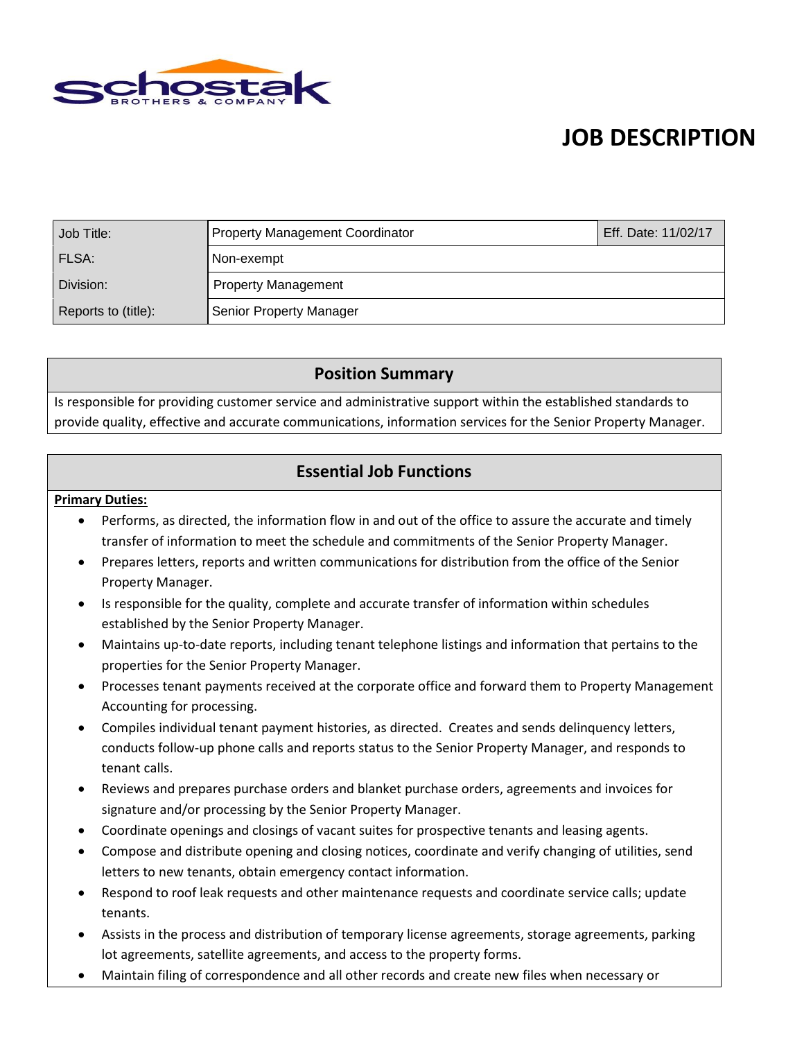Schostak BROTHERS & COMPANY

# JOB DESCRIPTION

| Job Title: | Property Management Coordinator | Eff. Date: 11/02/17 |
|---|---|---|
| FLSA: | Non-exempt | |
| Division: | Property Management | |
| Reports to (title): | Senior Property Manager | |

## Position Summary

Is responsible for providing customer service and administrative support within the established standards to provide quality, effective and accurate communications, information services for the Senior Property Manager.

## Essential Job Functions

**Primary Duties:**

- Performs, as directed, the information flow in and out of the office to assure the accurate and timely transfer of information to meet the schedule and commitments of the Senior Property Manager.
- Prepares letters, reports and written communications for distribution from the office of the Senior Property Manager.
- Is responsible for the quality, complete and accurate transfer of information within schedules established by the Senior Property Manager.
- Maintains up-to-date reports, including tenant telephone listings and information that pertains to the properties for the Senior Property Manager.
- Processes tenant payments received at the corporate office and forward them to Property Management Accounting for processing.
- Compiles individual tenant payment histories, as directed. Creates and sends delinquency letters, conducts follow-up phone calls and reports status to the Senior Property Manager, and responds to tenant calls.
- Reviews and prepares purchase orders and blanket purchase orders, agreements and invoices for signature and/or processing by the Senior Property Manager.
- Coordinate openings and closings of vacant suites for prospective tenants and leasing agents.
- Compose and distribute opening and closing notices, coordinate and verify changing of utilities, send letters to new tenants, obtain emergency contact information.
- Respond to roof leak requests and other maintenance requests and coordinate service calls; update tenants.
- Assists in the process and distribution of temporary license agreements, storage agreements, parking lot agreements, satellite agreements, and access to the property forms.
- Maintain filing of correspondence and all other records and create new files when necessary or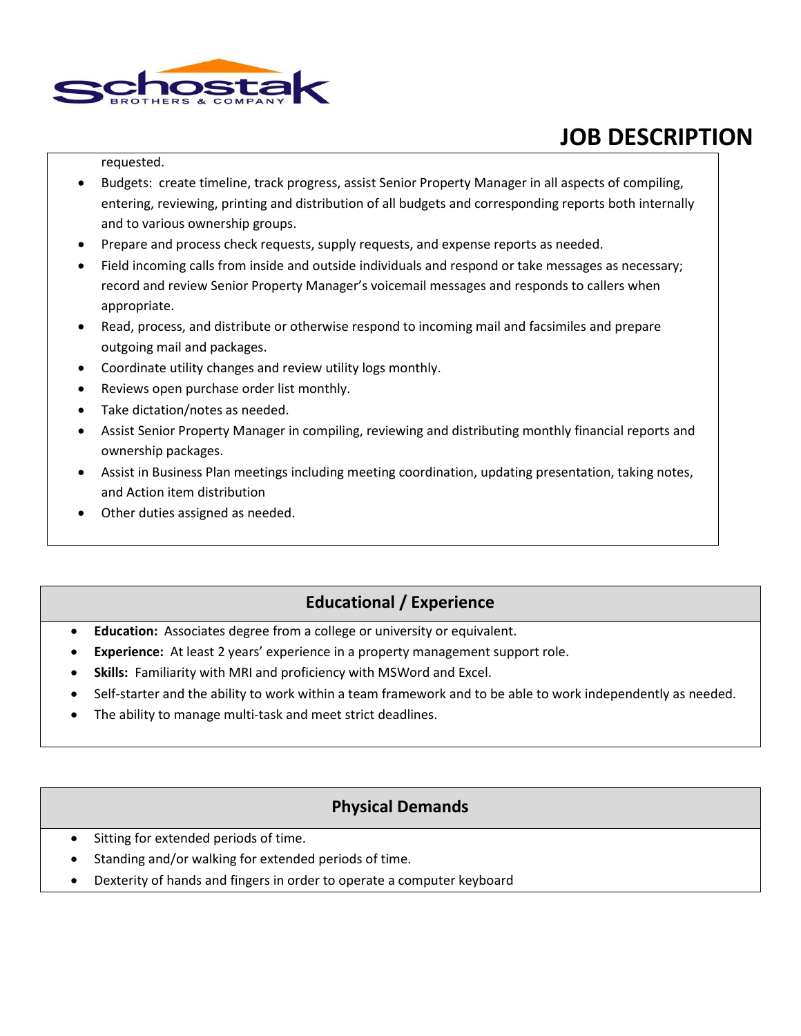# JOB DESCRIPTION

requested.

- Budgets: create timeline, track progress, assist Senior Property Manager in all aspects of compiling, entering, reviewing, printing and distribution of all budgets and corresponding reports both internally and to various ownership groups.
- Prepare and process check requests, supply requests, and expense reports as needed.
- Field incoming calls from inside and outside individuals and respond or take messages as necessary; record and review Senior Property Manager's voicemail messages and responds to callers when appropriate.
- Read, process, and distribute or otherwise respond to incoming mail and facsimiles and prepare outgoing mail and packages.
- Coordinate utility changes and review utility logs monthly.
- Reviews open purchase order list monthly.
- Take dictation/notes as needed.
- Assist Senior Property Manager in compiling, reviewing and distributing monthly financial reports and ownership packages.
- Assist in Business Plan meetings including meeting coordination, updating presentation, taking notes, and Action item distribution
- Other duties assigned as needed.

## Educational / Experience

- **Education:** Associates degree from a college or university or equivalent.
- **Experience:** At least 2 years' experience in a property management support role.
- **Skills:** Familiarity with MRI and proficiency with MSWord and Excel.
- Self-starter and the ability to work within a team framework and to be able to work independently as needed.
- The ability to manage multi-task and meet strict deadlines.

## Physical Demands

- Sitting for extended periods of time.
- Standing and/or walking for extended periods of time.
- Dexterity of hands and fingers in order to operate a computer keyboard